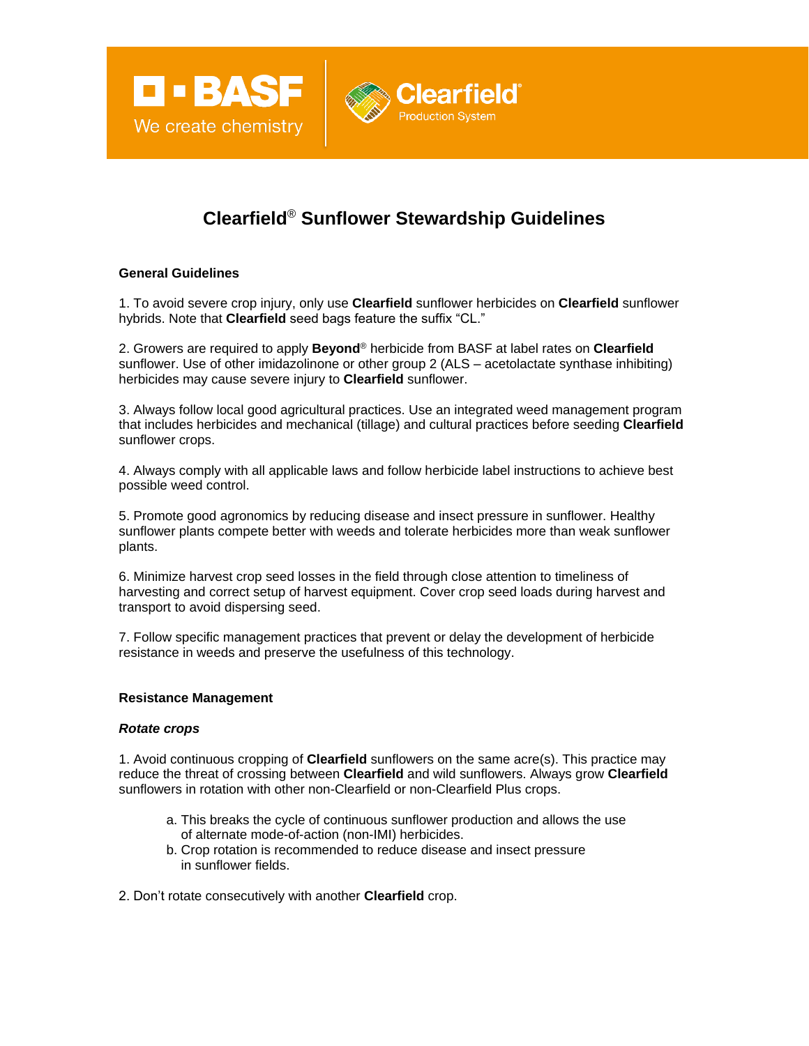# Clearfield® Sunflower Stewardship Guidelines

### General Guidelines

1. To avoid severe crop injury, only use **Clearfield** sunflower herbicides on **Clearfield** sunflower hybrids. Note that **Clearfield** seed bags feature the suffix "CL."

2. Growers are required to apply **Beyond**® herbicide from BASF at label rates on **Clearfield** sunflower. Use of other imidazolinone or other group 2 (ALS – acetolactate synthase inhibiting) herbicides may cause severe injury to **Clearfield** sunflower.

3. Always follow local good agricultural practices. Use an integrated weed management program that includes herbicides and mechanical (tillage) and cultural practices before seeding **Clearfield** sunflower crops.

4. Always comply with all applicable laws and follow herbicide label instructions to achieve best possible weed control.

5. Promote good agronomics by reducing disease and insect pressure in sunflower. Healthy sunflower plants compete better with weeds and tolerate herbicides more than weak sunflower plants.

6. Minimize harvest crop seed losses in the field through close attention to timeliness of harvesting and correct setup of harvest equipment. Cover crop seed loads during harvest and transport to avoid dispersing seed.

7. Follow specific management practices that prevent or delay the development of herbicide resistance in weeds and preserve the usefulness of this technology.

### Resistance Management

#### *Rotate crops*

1. Avoid continuous cropping of **Clearfield** sunflowers on the same acre(s). This practice may reduce the threat of crossing between **Clearfield** and wild sunflowers. Always grow **Clearfield** sunflowers in rotation with other non-Clearfield or non-Clearfield Plus crops.

    a. This breaks the cycle of continuous sunflower production and allows the use of alternate mode-of-action (non-IMI) herbicides.
    b. Crop rotation is recommended to reduce disease and insect pressure in sunflower fields.

2. Don't rotate consecutively with another **Clearfield** crop.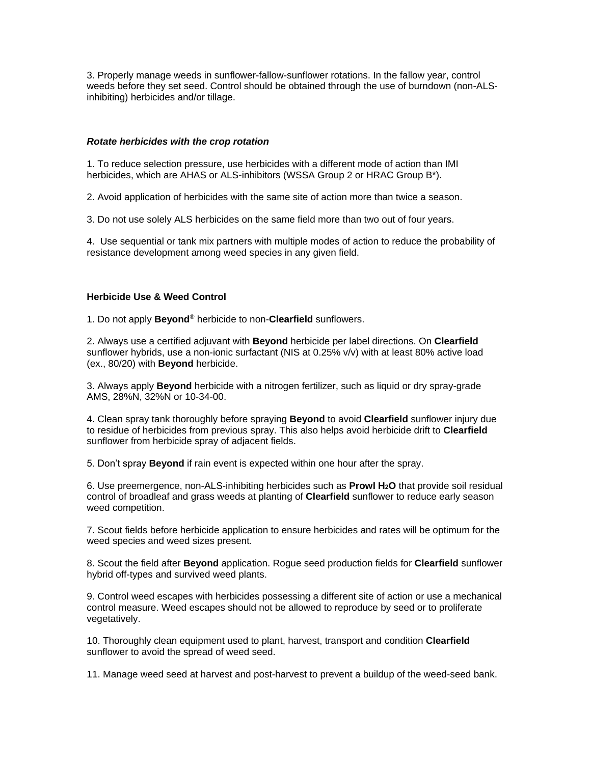3. Properly manage weeds in sunflower-fallow-sunflower rotations. In the fallow year, control weeds before they set seed. Control should be obtained through the use of burndown (non-ALS-inhibiting) herbicides and/or tillage.

***Rotate herbicides with the crop rotation***

1. To reduce selection pressure, use herbicides with a different mode of action than IMI herbicides, which are AHAS or ALS-inhibitors (WSSA Group 2 or HRAC Group B*).

2. Avoid application of herbicides with the same site of action more than twice a season.

3. Do not use solely ALS herbicides on the same field more than two out of four years.

4. Use sequential or tank mix partners with multiple modes of action to reduce the probability of resistance development among weed species in any given field.

**Herbicide Use & Weed Control**

1. Do not apply **Beyond**® herbicide to non-**Clearfield** sunflowers.

2. Always use a certified adjuvant with **Beyond** herbicide per label directions. On **Clearfield** sunflower hybrids, use a non-ionic surfactant (NIS at 0.25% v/v) with at least 80% active load (ex., 80/20) with **Beyond** herbicide.

3. Always apply **Beyond** herbicide with a nitrogen fertilizer, such as liquid or dry spray-grade AMS, 28%N, 32%N or 10-34-00.

4. Clean spray tank thoroughly before spraying **Beyond** to avoid **Clearfield** sunflower injury due to residue of herbicides from previous spray. This also helps avoid herbicide drift to **Clearfield** sunflower from herbicide spray of adjacent fields.

5. Don't spray **Beyond** if rain event is expected within one hour after the spray.

6. Use preemergence, non-ALS-inhibiting herbicides such as **Prowl $H_2O$** that provide soil residual control of broadleaf and grass weeds at planting of **Clearfield** sunflower to reduce early season weed competition.

7. Scout fields before herbicide application to ensure herbicides and rates will be optimum for the weed species and weed sizes present.

8. Scout the field after **Beyond** application. Rogue seed production fields for **Clearfield** sunflower hybrid off-types and survived weed plants.

9. Control weed escapes with herbicides possessing a different site of action or use a mechanical control measure. Weed escapes should not be allowed to reproduce by seed or to proliferate vegetatively.

10. Thoroughly clean equipment used to plant, harvest, transport and condition **Clearfield** sunflower to avoid the spread of weed seed.

11. Manage weed seed at harvest and post-harvest to prevent a buildup of the weed-seed bank.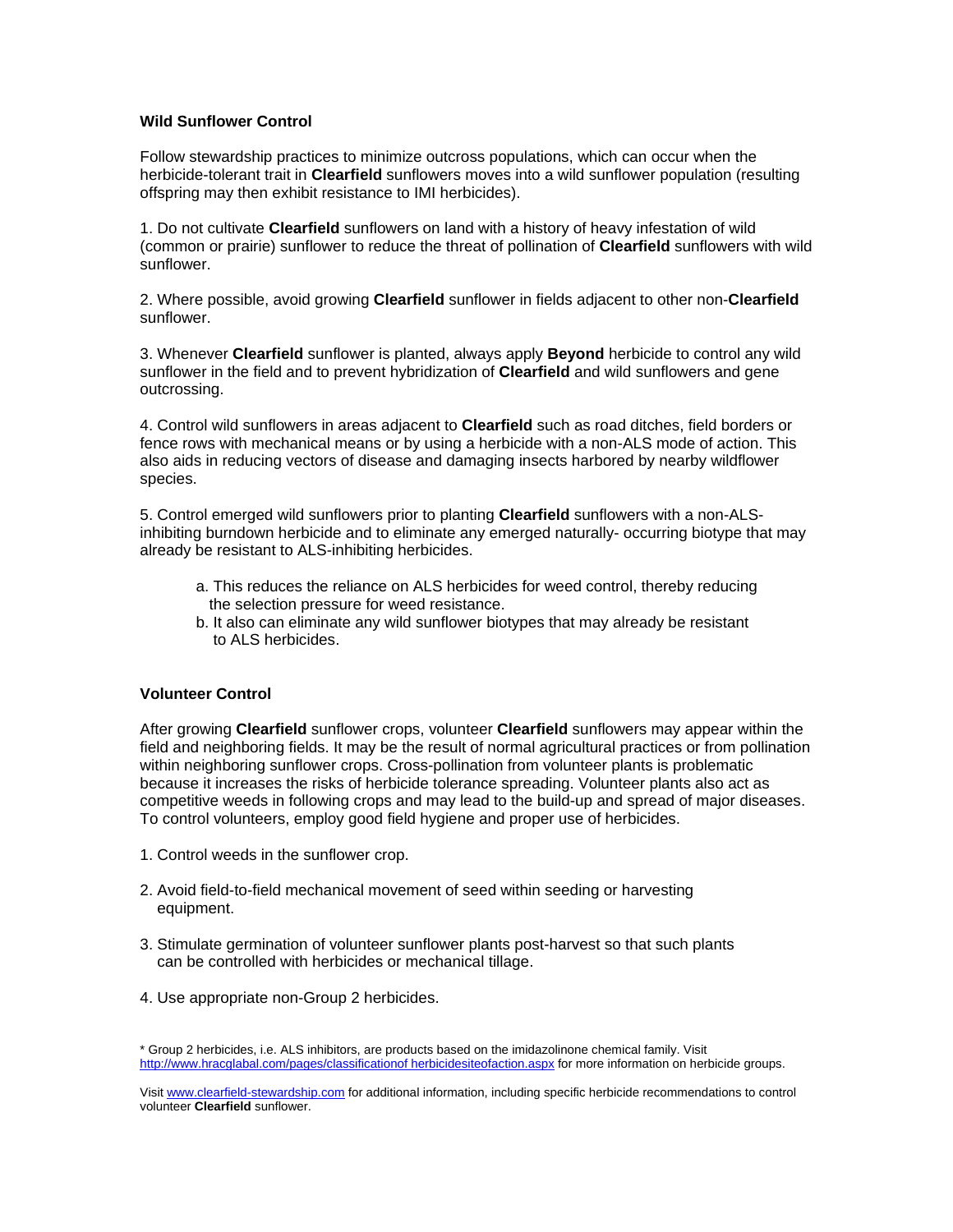**Wild Sunflower Control**

Follow stewardship practices to minimize outcross populations, which can occur when the herbicide-tolerant trait in **Clearfield** sunflowers moves into a wild sunflower population (resulting offspring may then exhibit resistance to IMI herbicides).

1. Do not cultivate **Clearfield** sunflowers on land with a history of heavy infestation of wild (common or prairie) sunflower to reduce the threat of pollination of **Clearfield** sunflowers with wild sunflower.

2. Where possible, avoid growing **Clearfield** sunflower in fields adjacent to other non-**Clearfield** sunflower.

3. Whenever **Clearfield** sunflower is planted, always apply **Beyond** herbicide to control any wild sunflower in the field and to prevent hybridization of **Clearfield** and wild sunflowers and gene outcrossing.

4. Control wild sunflowers in areas adjacent to **Clearfield** such as road ditches, field borders or fence rows with mechanical means or by using a herbicide with a non-ALS mode of action. This also aids in reducing vectors of disease and damaging insects harbored by nearby wildflower species.

5. Control emerged wild sunflowers prior to planting **Clearfield** sunflowers with a non-ALS-inhibiting burndown herbicide and to eliminate any emerged naturally- occurring biotype that may already be resistant to ALS-inhibiting herbicides.

   a. This reduces the reliance on ALS herbicides for weed control, thereby reducing the selection pressure for weed resistance.
   b. It also can eliminate any wild sunflower biotypes that may already be resistant to ALS herbicides.

**Volunteer Control**

After growing **Clearfield** sunflower crops, volunteer **Clearfield** sunflowers may appear within the field and neighboring fields. It may be the result of normal agricultural practices or from pollination within neighboring sunflower crops. Cross-pollination from volunteer plants is problematic because it increases the risks of herbicide tolerance spreading. Volunteer plants also act as competitive weeds in following crops and may lead to the build-up and spread of major diseases. To control volunteers, employ good field hygiene and proper use of herbicides.

1. Control weeds in the sunflower crop.

2. Avoid field-to-field mechanical movement of seed within seeding or harvesting equipment.

3. Stimulate germination of volunteer sunflower plants post-harvest so that such plants can be controlled with herbicides or mechanical tillage.

4. Use appropriate non-Group 2 herbicides.

\* Group 2 herbicides, i.e. ALS inhibitors, are products based on the imidazolinone chemical family. Visit http://www.hracglabal.com/pages/classificationof herbicidesiteofaction.aspx for more information on herbicide groups.

Visit www.clearfield-stewardship.com for additional information, including specific herbicide recommendations to control volunteer **Clearfield** sunflower.